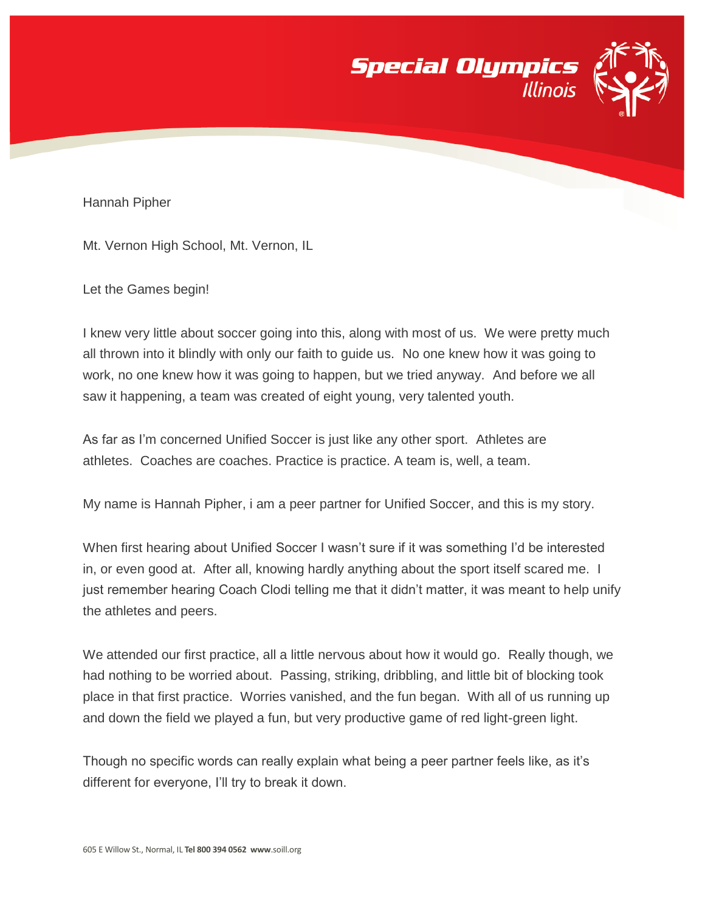Hannah Pipher

Mt. Vernon High School, Mt. Vernon, IL

Let the Games begin!

I knew very little about soccer going into this, along with most of us. We were pretty much all thrown into it blindly with only our faith to guide us. No one knew how it was going to work, no one knew how it was going to happen, but we tried anyway. And before we all saw it happening, a team was created of eight young, very talented youth.

As far as I'm concerned Unified Soccer is just like any other sport. Athletes are athletes. Coaches are coaches. Practice is practice. A team is, well, a team.

My name is Hannah Pipher, i am a peer partner for Unified Soccer, and this is my story.

When first hearing about Unified Soccer I wasn't sure if it was something I'd be interested in, or even good at. After all, knowing hardly anything about the sport itself scared me. I just remember hearing Coach Clodi telling me that it didn't matter, it was meant to help unify the athletes and peers.

We attended our first practice, all a little nervous about how it would go. Really though, we had nothing to be worried about. Passing, striking, dribbling, and little bit of blocking took place in that first practice. Worries vanished, and the fun began. With all of us running up and down the field we played a fun, but very productive game of red light-green light.

Though no specific words can really explain what being a peer partner feels like, as it's different for everyone, I'll try to break it down.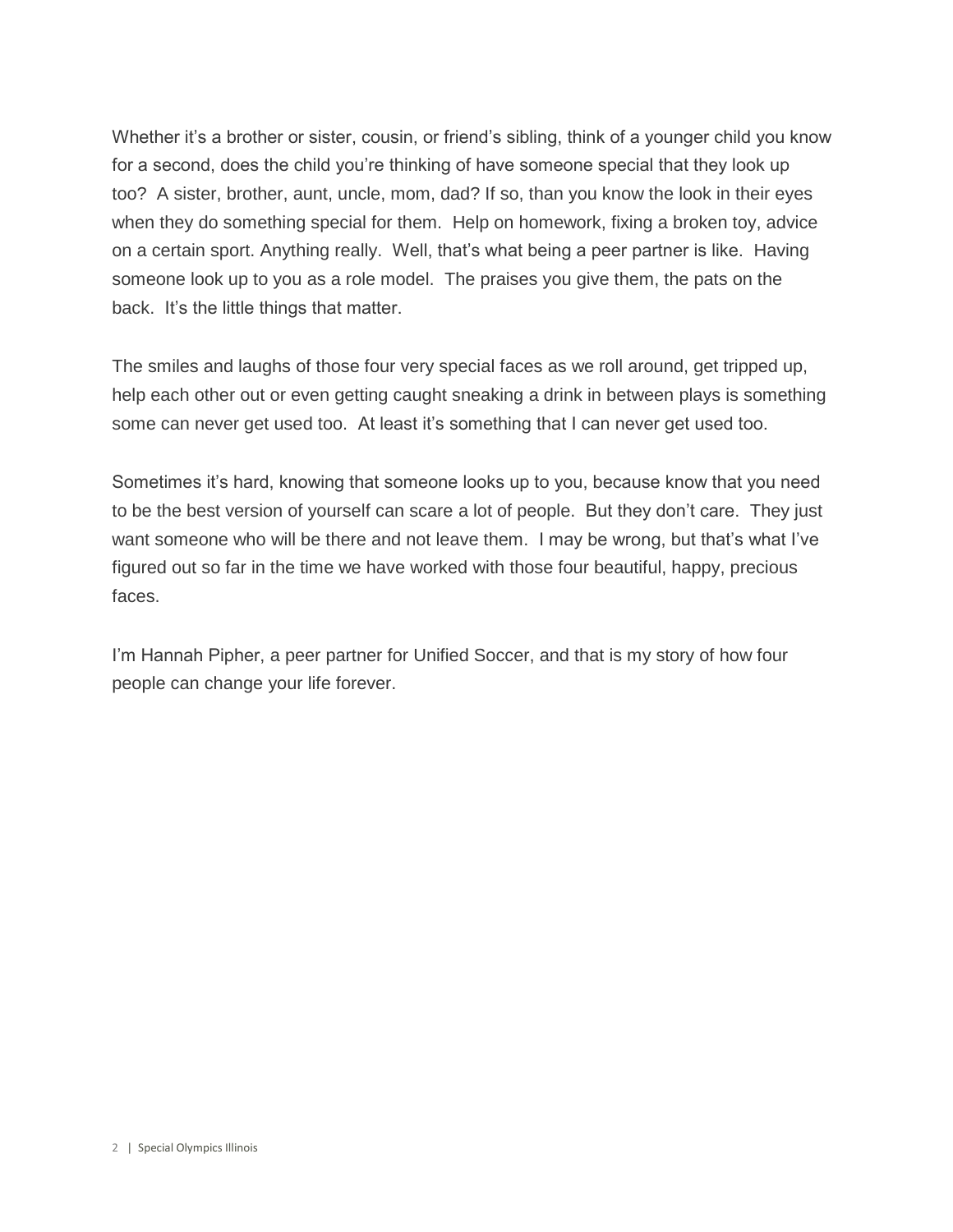Whether it's a brother or sister, cousin, or friend's sibling, think of a younger child you know for a second, does the child you're thinking of have someone special that they look up too? A sister, brother, aunt, uncle, mom, dad? If so, than you know the look in their eyes when they do something special for them. Help on homework, fixing a broken toy, advice on a certain sport. Anything really. Well, that's what being a peer partner is like. Having someone look up to you as a role model. The praises you give them, the pats on the back. It's the little things that matter.

The smiles and laughs of those four very special faces as we roll around, get tripped up, help each other out or even getting caught sneaking a drink in between plays is something some can never get used too. At least it's something that I can never get used too.

Sometimes it's hard, knowing that someone looks up to you, because know that you need to be the best version of yourself can scare a lot of people. But they don't care. They just want someone who will be there and not leave them. I may be wrong, but that's what I've figured out so far in the time we have worked with those four beautiful, happy, precious faces.

I'm Hannah Pipher, a peer partner for Unified Soccer, and that is my story of how four people can change your life forever.